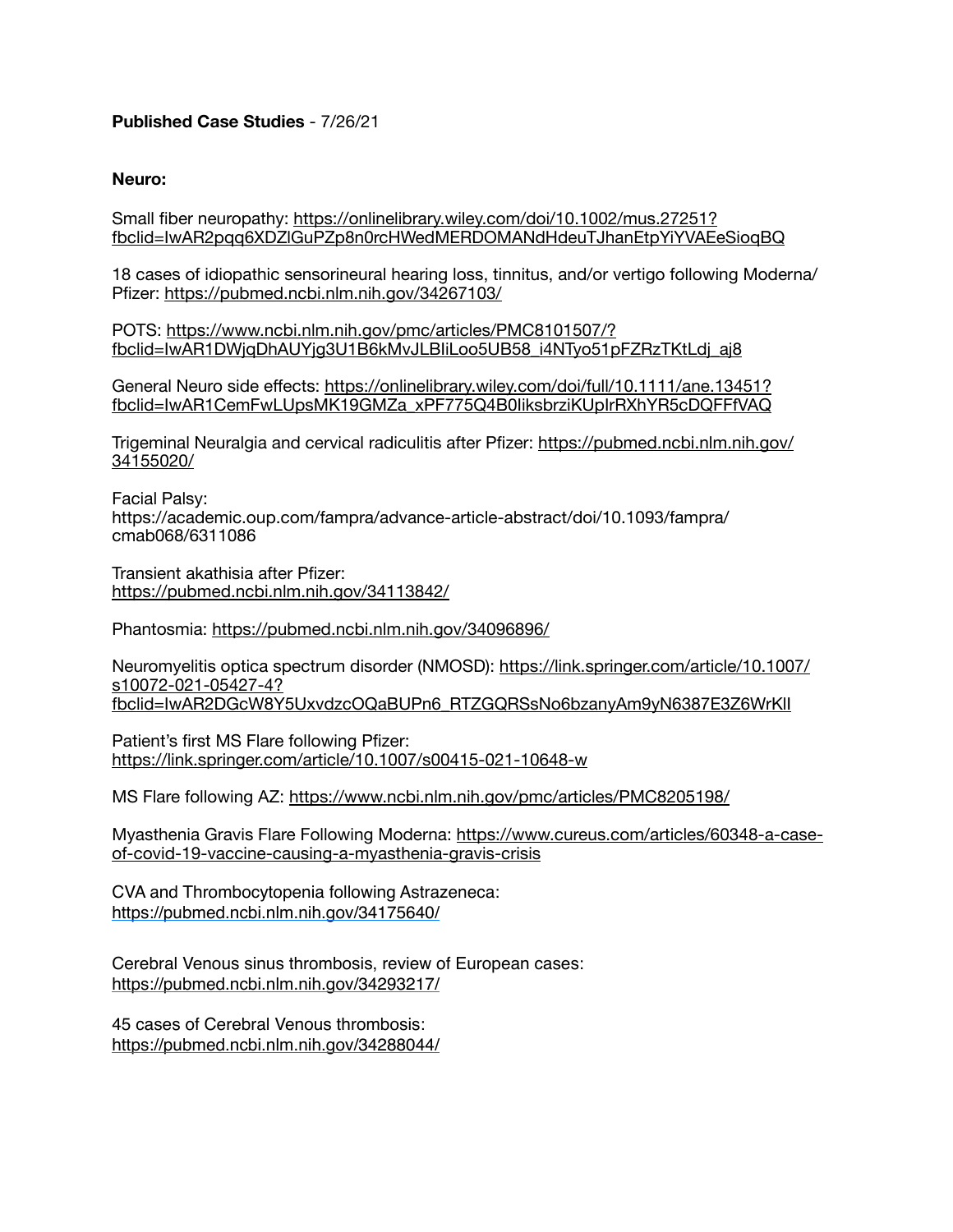**Published Case Studies** - 7/26/21

**Neuro:**

Small fiber neuropathy: https://onlinelibrary.wiley.com/doi/10.1002/mus.27251?fbclid=IwAR2pqq6XDZlGuPZp8n0rcHWedMERDOMANdHdeuTJhanEtpYiYVAEeSioqBQ

18 cases of idiopathic sensorineural hearing loss, tinnitus, and/or vertigo following Moderna/Pfizer: https://pubmed.ncbi.nlm.nih.gov/34267103/

POTS: https://www.ncbi.nlm.nih.gov/pmc/articles/PMC8101507/?fbclid=IwAR1DWjqDhAUYjg3U1B6kMvJLBIiLoo5UB58_i4NTyo51pFZRzTKtLdj_aj8

General Neuro side effects: https://onlinelibrary.wiley.com/doi/full/10.1111/ane.13451?fbclid=IwAR1CemFwLUpsMK19GMZa_xPF775Q4B0IiksbrziKUpIrRXhYR5cDQFFfVAQ

Trigeminal Neuralgia and cervical radiculitis after Pfizer: https://pubmed.ncbi.nlm.nih.gov/34155020/

Facial Palsy:
https://academic.oup.com/fampra/advance-article-abstract/doi/10.1093/fampra/cmab068/6311086

Transient akathisia after Pfizer:
https://pubmed.ncbi.nlm.nih.gov/34113842/

Phantosmia: https://pubmed.ncbi.nlm.nih.gov/34096896/

Neuromyelitis optica spectrum disorder (NMOSD): https://link.springer.com/article/10.1007/s10072-021-05427-4?fbclid=IwAR2DGcW8Y5UxvdzcOQaBUPn6_RTZGQRSsNo6bzanyAm9yN6387E3Z6WrKlI

Patient's first MS Flare following Pfizer:
https://link.springer.com/article/10.1007/s00415-021-10648-w

MS Flare following AZ: https://www.ncbi.nlm.nih.gov/pmc/articles/PMC8205198/

Myasthenia Gravis Flare Following Moderna: https://www.cureus.com/articles/60348-a-case-of-covid-19-vaccine-causing-a-myasthenia-gravis-crisis

CVA and Thrombocytopenia following Astrazeneca:
https://pubmed.ncbi.nlm.nih.gov/34175640/

Cerebral Venous sinus thrombosis, review of European cases:
https://pubmed.ncbi.nlm.nih.gov/34293217/

45 cases of Cerebral Venous thrombosis:
https://pubmed.ncbi.nlm.nih.gov/34288044/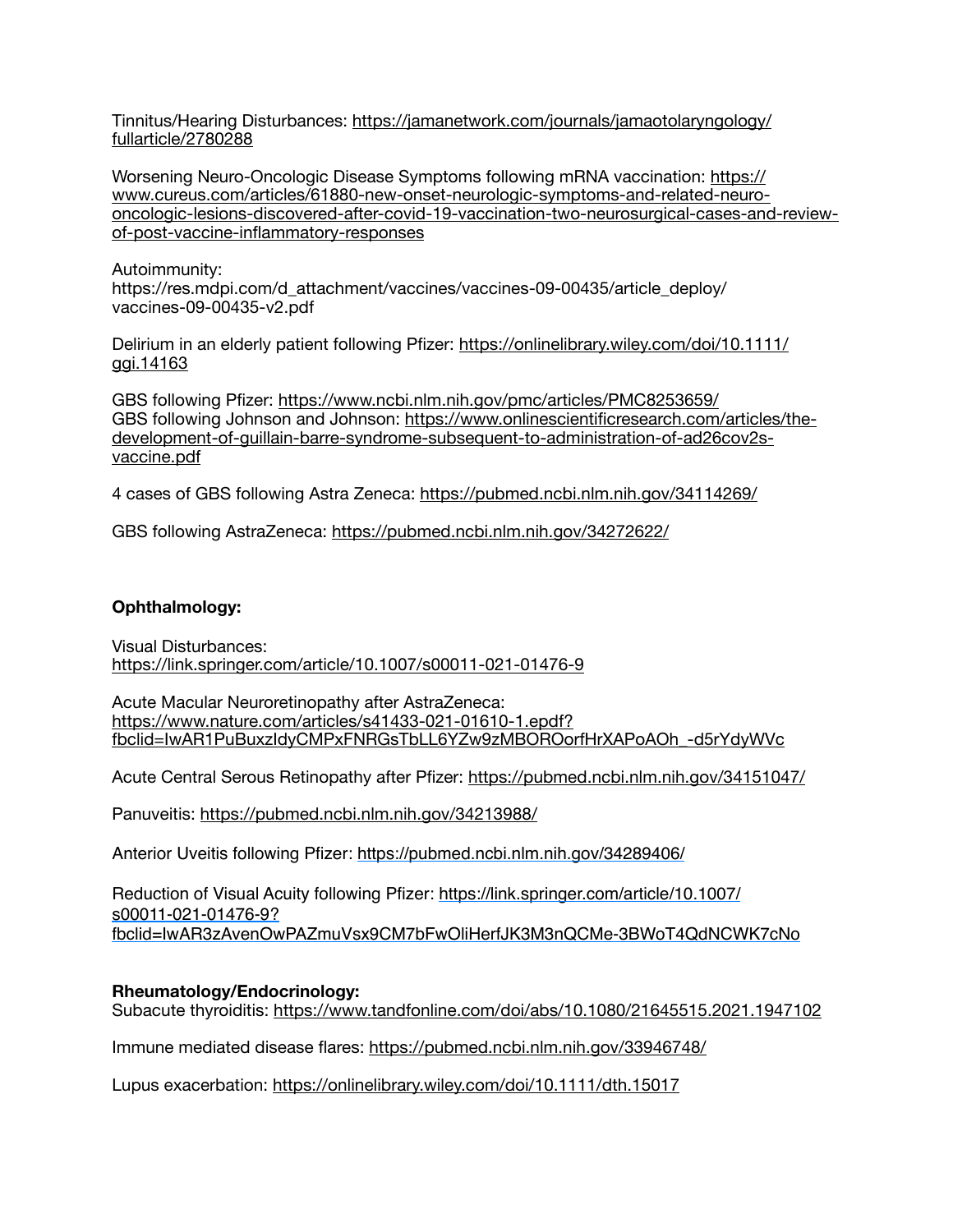Tinnitus/Hearing Disturbances: https://jamanetwork.com/journals/jamaotolaryngology/fullarticle/2780288

Worsening Neuro-Oncologic Disease Symptoms following mRNA vaccination: https://www.cureus.com/articles/61880-new-onset-neurologic-symptoms-and-related-neuro-oncologic-lesions-discovered-after-covid-19-vaccination-two-neurosurgical-cases-and-review-of-post-vaccine-inflammatory-responses

Autoimmunity:
https://res.mdpi.com/d_attachment/vaccines/vaccines-09-00435/article_deploy/vaccines-09-00435-v2.pdf

Delirium in an elderly patient following Pfizer: https://onlinelibrary.wiley.com/doi/10.1111/ggi.14163

GBS following Pfizer: https://www.ncbi.nlm.nih.gov/pmc/articles/PMC8253659/
GBS following Johnson and Johnson: https://www.onlinescientificresearch.com/articles/the-development-of-guillain-barre-syndrome-subsequent-to-administration-of-ad26cov2s-vaccine.pdf

4 cases of GBS following Astra Zeneca: https://pubmed.ncbi.nlm.nih.gov/34114269/

GBS following AstraZeneca: https://pubmed.ncbi.nlm.nih.gov/34272622/

**Ophthalmology:**

Visual Disturbances:
https://link.springer.com/article/10.1007/s00011-021-01476-9

Acute Macular Neuroretinopathy after AstraZeneca:
https://www.nature.com/articles/s41433-021-01610-1.epdf?fbclid=IwAR1PuBuxzIdyCMPxFNRGsTbLL6YZw9zMBOROorfHrXAPoAOh_-d5rYdyWVc

Acute Central Serous Retinopathy after Pfizer: https://pubmed.ncbi.nlm.nih.gov/34151047/

Panuveitis: https://pubmed.ncbi.nlm.nih.gov/34213988/

Anterior Uveitis following Pfizer: https://pubmed.ncbi.nlm.nih.gov/34289406/

Reduction of Visual Acuity following Pfizer: https://link.springer.com/article/10.1007/s00011-021-01476-9?fbclid=IwAR3zAvenOwPAZmuVsx9CM7bFwOliHerfJK3M3nQCMe-3BWoT4QdNCWK7cNo

**Rheumatology/Endocrinology:**
Subacute thyroiditis: https://www.tandfonline.com/doi/abs/10.1080/21645515.2021.1947102

Immune mediated disease flares: https://pubmed.ncbi.nlm.nih.gov/33946748/

Lupus exacerbation: https://onlinelibrary.wiley.com/doi/10.1111/dth.15017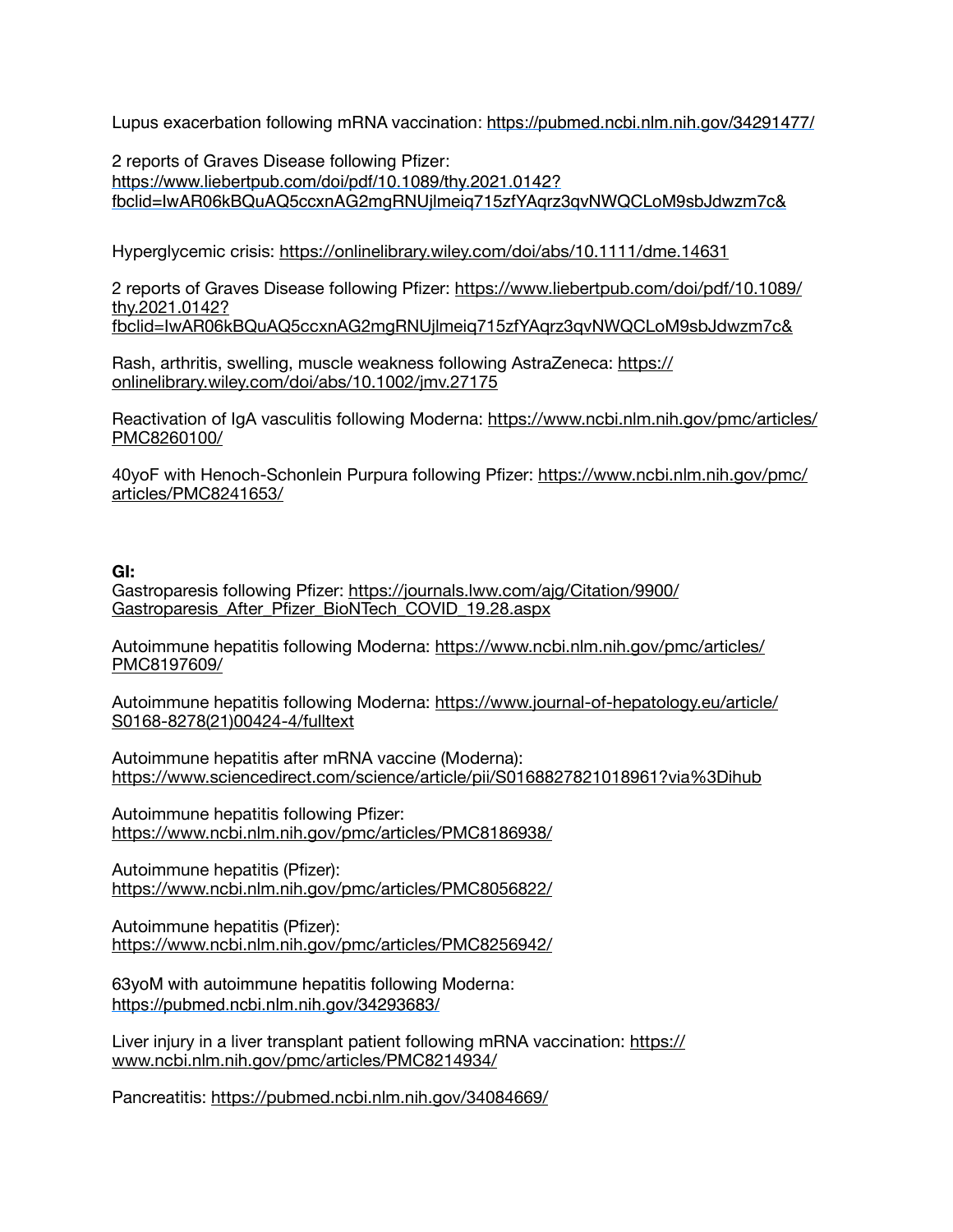Lupus exacerbation following mRNA vaccination: https://pubmed.ncbi.nlm.nih.gov/34291477/

2 reports of Graves Disease following Pfizer: https://www.liebertpub.com/doi/pdf/10.1089/thy.2021.0142?fbclid=IwAR06kBQuAQ5ccxnAG2mgRNUjlmeiq715zfYAqrz3qvNWQCLoM9sbJdwzm7c&

Hyperglycemic crisis: https://onlinelibrary.wiley.com/doi/abs/10.1111/dme.14631

2 reports of Graves Disease following Pfizer: https://www.liebertpub.com/doi/pdf/10.1089/thy.2021.0142?fbclid=IwAR06kBQuAQ5ccxnAG2mgRNUjlmeiq715zfYAqrz3qvNWQCLoM9sbJdwzm7c&

Rash, arthritis, swelling, muscle weakness following AstraZeneca: https://onlinelibrary.wiley.com/doi/abs/10.1002/jmv.27175

Reactivation of IgA vasculitis following Moderna: https://www.ncbi.nlm.nih.gov/pmc/articles/PMC8260100/

40yoF with Henoch-Schonlein Purpura following Pfizer: https://www.ncbi.nlm.nih.gov/pmc/articles/PMC8241653/

**GI:**

Gastroparesis following Pfizer: https://journals.lww.com/ajg/Citation/9900/Gastroparesis_After_Pfizer_BioNTech_COVID_19.28.aspx

Autoimmune hepatitis following Moderna: https://www.ncbi.nlm.nih.gov/pmc/articles/PMC8197609/

Autoimmune hepatitis following Moderna: https://www.journal-of-hepatology.eu/article/S0168-8278(21)00424-4/fulltext

Autoimmune hepatitis after mRNA vaccine (Moderna): https://www.sciencedirect.com/science/article/pii/S0168827821018961?via%3Dihub

Autoimmune hepatitis following Pfizer: https://www.ncbi.nlm.nih.gov/pmc/articles/PMC8186938/

Autoimmune hepatitis (Pfizer): https://www.ncbi.nlm.nih.gov/pmc/articles/PMC8056822/

Autoimmune hepatitis (Pfizer): https://www.ncbi.nlm.nih.gov/pmc/articles/PMC8256942/

63yoM with autoimmune hepatitis following Moderna: https://pubmed.ncbi.nlm.nih.gov/34293683/

Liver injury in a liver transplant patient following mRNA vaccination: https://www.ncbi.nlm.nih.gov/pmc/articles/PMC8214934/

Pancreatitis: https://pubmed.ncbi.nlm.nih.gov/34084669/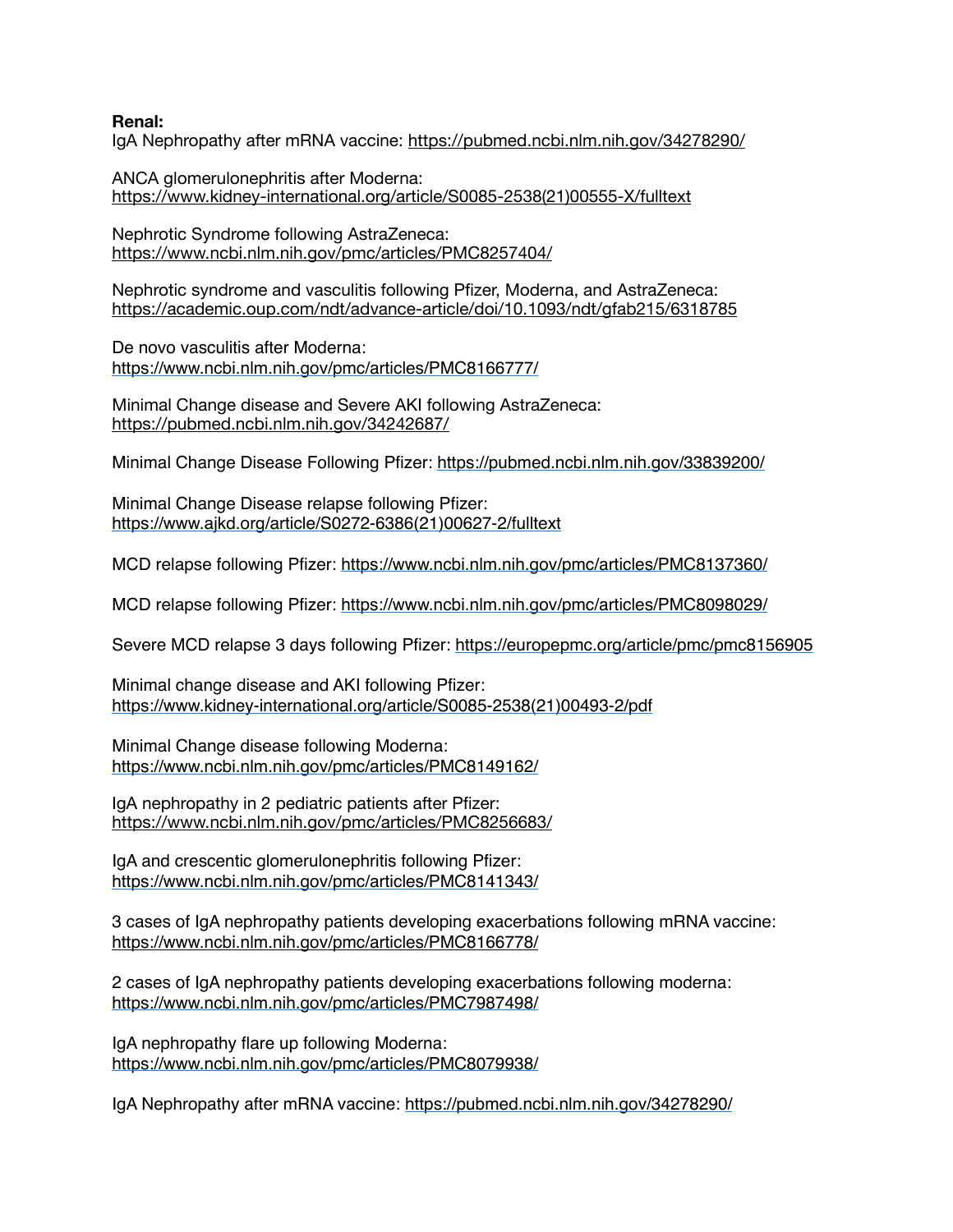**Renal:**

IgA Nephropathy after mRNA vaccine: https://pubmed.ncbi.nlm.nih.gov/34278290/

ANCA glomerulonephritis after Moderna: https://www.kidney-international.org/article/S0085-2538(21)00555-X/fulltext

Nephrotic Syndrome following AstraZeneca: https://www.ncbi.nlm.nih.gov/pmc/articles/PMC8257404/

Nephrotic syndrome and vasculitis following Pfizer, Moderna, and AstraZeneca: https://academic.oup.com/ndt/advance-article/doi/10.1093/ndt/gfab215/6318785

De novo vasculitis after Moderna: https://www.ncbi.nlm.nih.gov/pmc/articles/PMC8166777/

Minimal Change disease and Severe AKI following AstraZeneca: https://pubmed.ncbi.nlm.nih.gov/34242687/

Minimal Change Disease Following Pfizer: https://pubmed.ncbi.nlm.nih.gov/33839200/

Minimal Change Disease relapse following Pfizer: https://www.ajkd.org/article/S0272-6386(21)00627-2/fulltext

MCD relapse following Pfizer: https://www.ncbi.nlm.nih.gov/pmc/articles/PMC8137360/

MCD relapse following Pfizer: https://www.ncbi.nlm.nih.gov/pmc/articles/PMC8098029/

Severe MCD relapse 3 days following Pfizer: https://europepmc.org/article/pmc/pmc8156905

Minimal change disease and AKI following Pfizer: https://www.kidney-international.org/article/S0085-2538(21)00493-2/pdf

Minimal Change disease following Moderna: https://www.ncbi.nlm.nih.gov/pmc/articles/PMC8149162/

IgA nephropathy in 2 pediatric patients after Pfizer: https://www.ncbi.nlm.nih.gov/pmc/articles/PMC8256683/

IgA and crescentic glomerulonephritis following Pfizer: https://www.ncbi.nlm.nih.gov/pmc/articles/PMC8141343/

3 cases of IgA nephropathy patients developing exacerbations following mRNA vaccine: https://www.ncbi.nlm.nih.gov/pmc/articles/PMC8166778/

2 cases of IgA nephropathy patients developing exacerbations following moderna: https://www.ncbi.nlm.nih.gov/pmc/articles/PMC7987498/

IgA nephropathy flare up following Moderna: https://www.ncbi.nlm.nih.gov/pmc/articles/PMC8079938/

IgA Nephropathy after mRNA vaccine: https://pubmed.ncbi.nlm.nih.gov/34278290/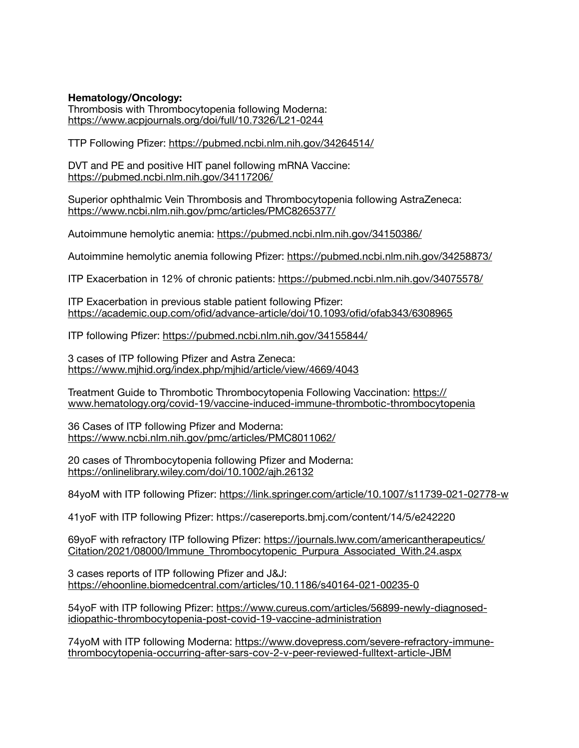**Hematology/Oncology:**
Thrombosis with Thrombocytopenia following Moderna:
https://www.acpjournals.org/doi/full/10.7326/L21-0244

TTP Following Pfizer: https://pubmed.ncbi.nlm.nih.gov/34264514/

DVT and PE and positive HIT panel following mRNA Vaccine:
https://pubmed.ncbi.nlm.nih.gov/34117206/

Superior ophthalmic Vein Thrombosis and Thrombocytopenia following AstraZeneca:
https://www.ncbi.nlm.nih.gov/pmc/articles/PMC8265377/

Autoimmune hemolytic anemia: https://pubmed.ncbi.nlm.nih.gov/34150386/

Autoimmine hemolytic anemia following Pfizer: https://pubmed.ncbi.nlm.nih.gov/34258873/

ITP Exacerbation in 12% of chronic patients: https://pubmed.ncbi.nlm.nih.gov/34075578/

ITP Exacerbation in previous stable patient following Pfizer:
https://academic.oup.com/ofid/advance-article/doi/10.1093/ofid/ofab343/6308965

ITP following Pfizer: https://pubmed.ncbi.nlm.nih.gov/34155844/

3 cases of ITP following Pfizer and Astra Zeneca:
https://www.mjhid.org/index.php/mjhid/article/view/4669/4043

Treatment Guide to Thrombotic Thrombocytopenia Following Vaccination: https://www.hematology.org/covid-19/vaccine-induced-immune-thrombotic-thrombocytopenia

36 Cases of ITP following Pfizer and Moderna:
https://www.ncbi.nlm.nih.gov/pmc/articles/PMC8011062/

20 cases of Thrombocytopenia following Pfizer and Moderna:
https://onlinelibrary.wiley.com/doi/10.1002/ajh.26132

84yoM with ITP following Pfizer: https://link.springer.com/article/10.1007/s11739-021-02778-w

41yoF with ITP following Pfizer: https://casereports.bmj.com/content/14/5/e242220

69yoF with refractory ITP following Pfizer: https://journals.lww.com/americantherapeutics/Citation/2021/08000/Immune_Thrombocytopenic_Purpura_Associated_With.24.aspx

3 cases reports of ITP following Pfizer and J&J:
https://ehoonline.biomedcentral.com/articles/10.1186/s40164-021-00235-0

54yoF with ITP following Pfizer: https://www.cureus.com/articles/56899-newly-diagnosed-idiopathic-thrombocytopenia-post-covid-19-vaccine-administration

74yoM with ITP following Moderna: https://www.dovepress.com/severe-refractory-immune-thrombocytopenia-occurring-after-sars-cov-2-v-peer-reviewed-fulltext-article-JBM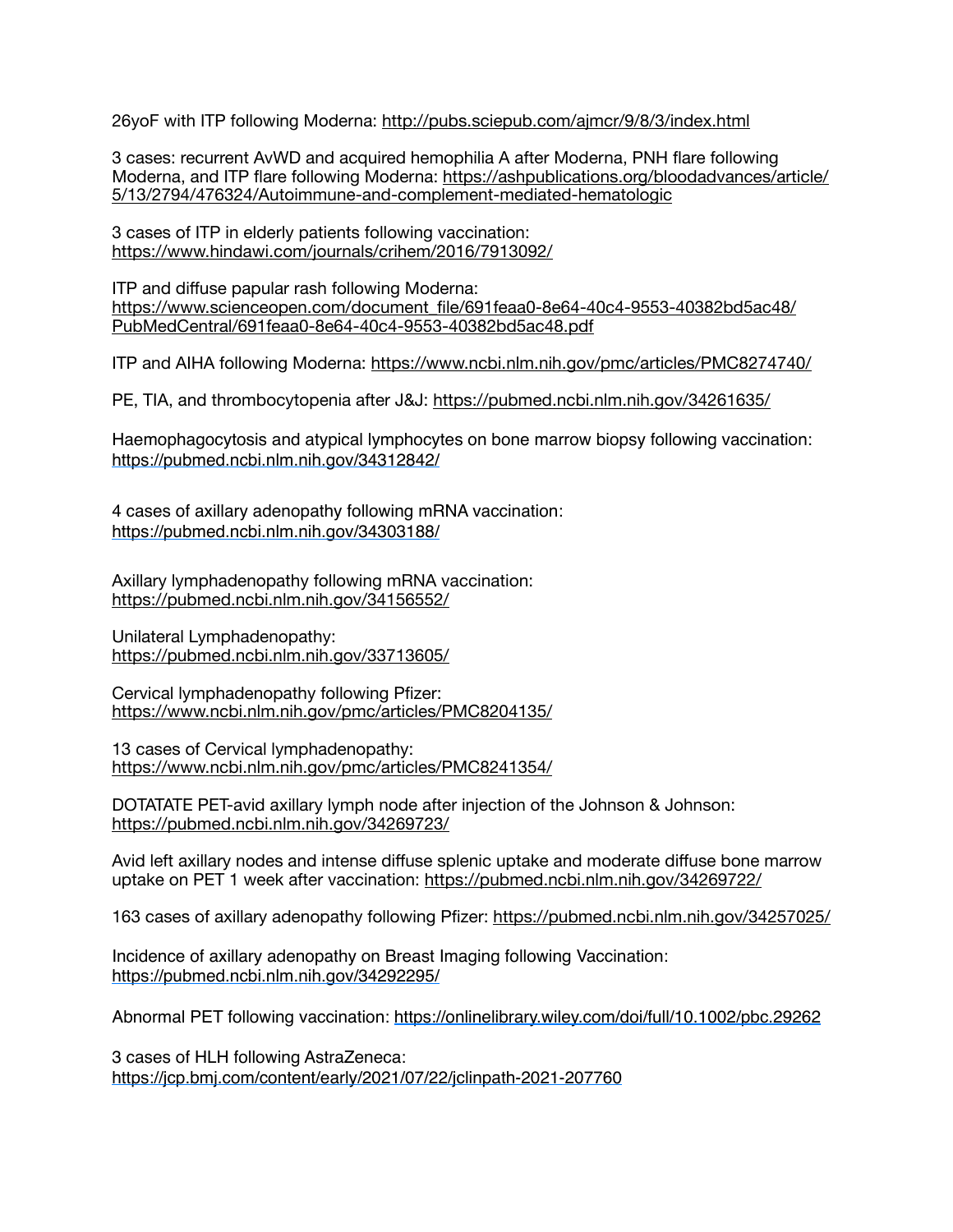26yoF with ITP following Moderna: http://pubs.sciepub.com/ajmcr/9/8/3/index.html

3 cases: recurrent AvWD and acquired hemophilia A after Moderna, PNH flare following Moderna, and ITP flare following Moderna: https://ashpublications.org/bloodadvances/article/5/13/2794/476324/Autoimmune-and-complement-mediated-hematologic

3 cases of ITP in elderly patients following vaccination: https://www.hindawi.com/journals/crihem/2016/7913092/

ITP and diffuse papular rash following Moderna: https://www.scienceopen.com/document_file/691feaa0-8e64-40c4-9553-40382bd5ac48/PubMedCentral/691feaa0-8e64-40c4-9553-40382bd5ac48.pdf

ITP and AIHA following Moderna: https://www.ncbi.nlm.nih.gov/pmc/articles/PMC8274740/

PE, TIA, and thrombocytopenia after J&J: https://pubmed.ncbi.nlm.nih.gov/34261635/

Haemophagocytosis and atypical lymphocytes on bone marrow biopsy following vaccination: https://pubmed.ncbi.nlm.nih.gov/34312842/

4 cases of axillary adenopathy following mRNA vaccination: https://pubmed.ncbi.nlm.nih.gov/34303188/

Axillary lymphadenopathy following mRNA vaccination: https://pubmed.ncbi.nlm.nih.gov/34156552/

Unilateral Lymphadenopathy: https://pubmed.ncbi.nlm.nih.gov/33713605/

Cervical lymphadenopathy following Pfizer: https://www.ncbi.nlm.nih.gov/pmc/articles/PMC8204135/

13 cases of Cervical lymphadenopathy: https://www.ncbi.nlm.nih.gov/pmc/articles/PMC8241354/

DOTATATE PET-avid axillary lymph node after injection of the Johnson & Johnson: https://pubmed.ncbi.nlm.nih.gov/34269723/

Avid left axillary nodes and intense diffuse splenic uptake and moderate diffuse bone marrow uptake on PET 1 week after vaccination: https://pubmed.ncbi.nlm.nih.gov/34269722/

163 cases of axillary adenopathy following Pfizer: https://pubmed.ncbi.nlm.nih.gov/34257025/

Incidence of axillary adenopathy on Breast Imaging following Vaccination: https://pubmed.ncbi.nlm.nih.gov/34292295/

Abnormal PET following vaccination: https://onlinelibrary.wiley.com/doi/full/10.1002/pbc.29262

3 cases of HLH following AstraZeneca: https://jcp.bmj.com/content/early/2021/07/22/jclinpath-2021-207760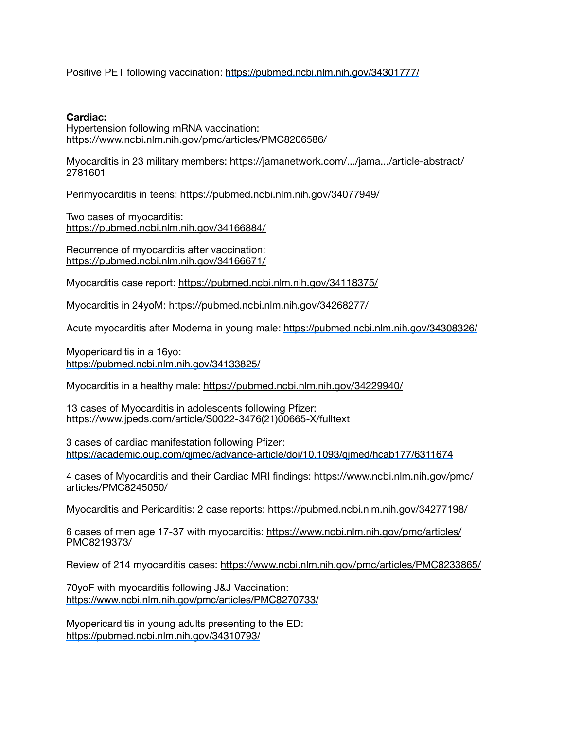Positive PET following vaccination: https://pubmed.ncbi.nlm.nih.gov/34301777/

**Cardiac:**
Hypertension following mRNA vaccination:
https://www.ncbi.nlm.nih.gov/pmc/articles/PMC8206586/

Myocarditis in 23 military members: https://jamanetwork.com/.../jama.../article-abstract/2781601

Perimyocarditis in teens: https://pubmed.ncbi.nlm.nih.gov/34077949/

Two cases of myocarditis:
https://pubmed.ncbi.nlm.nih.gov/34166884/

Recurrence of myocarditis after vaccination:
https://pubmed.ncbi.nlm.nih.gov/34166671/

Myocarditis case report: https://pubmed.ncbi.nlm.nih.gov/34118375/

Myocarditis in 24yoM: https://pubmed.ncbi.nlm.nih.gov/34268277/

Acute myocarditis after Moderna in young male: https://pubmed.ncbi.nlm.nih.gov/34308326/

Myopericarditis in a 16yo:
https://pubmed.ncbi.nlm.nih.gov/34133825/

Myocarditis in a healthy male: https://pubmed.ncbi.nlm.nih.gov/34229940/

13 cases of Myocarditis in adolescents following Pfizer:
https://www.jpeds.com/article/S0022-3476(21)00665-X/fulltext

3 cases of cardiac manifestation following Pfizer:
https://academic.oup.com/qjmed/advance-article/doi/10.1093/qjmed/hcab177/6311674

4 cases of Myocarditis and their Cardiac MRI findings: https://www.ncbi.nlm.nih.gov/pmc/articles/PMC8245050/

Myocarditis and Pericarditis: 2 case reports: https://pubmed.ncbi.nlm.nih.gov/34277198/

6 cases of men age 17-37 with myocarditis: https://www.ncbi.nlm.nih.gov/pmc/articles/PMC8219373/

Review of 214 myocarditis cases: https://www.ncbi.nlm.nih.gov/pmc/articles/PMC8233865/

70yoF with myocarditis following J&J Vaccination:
https://www.ncbi.nlm.nih.gov/pmc/articles/PMC8270733/

Myopericarditis in young adults presenting to the ED:
https://pubmed.ncbi.nlm.nih.gov/34310793/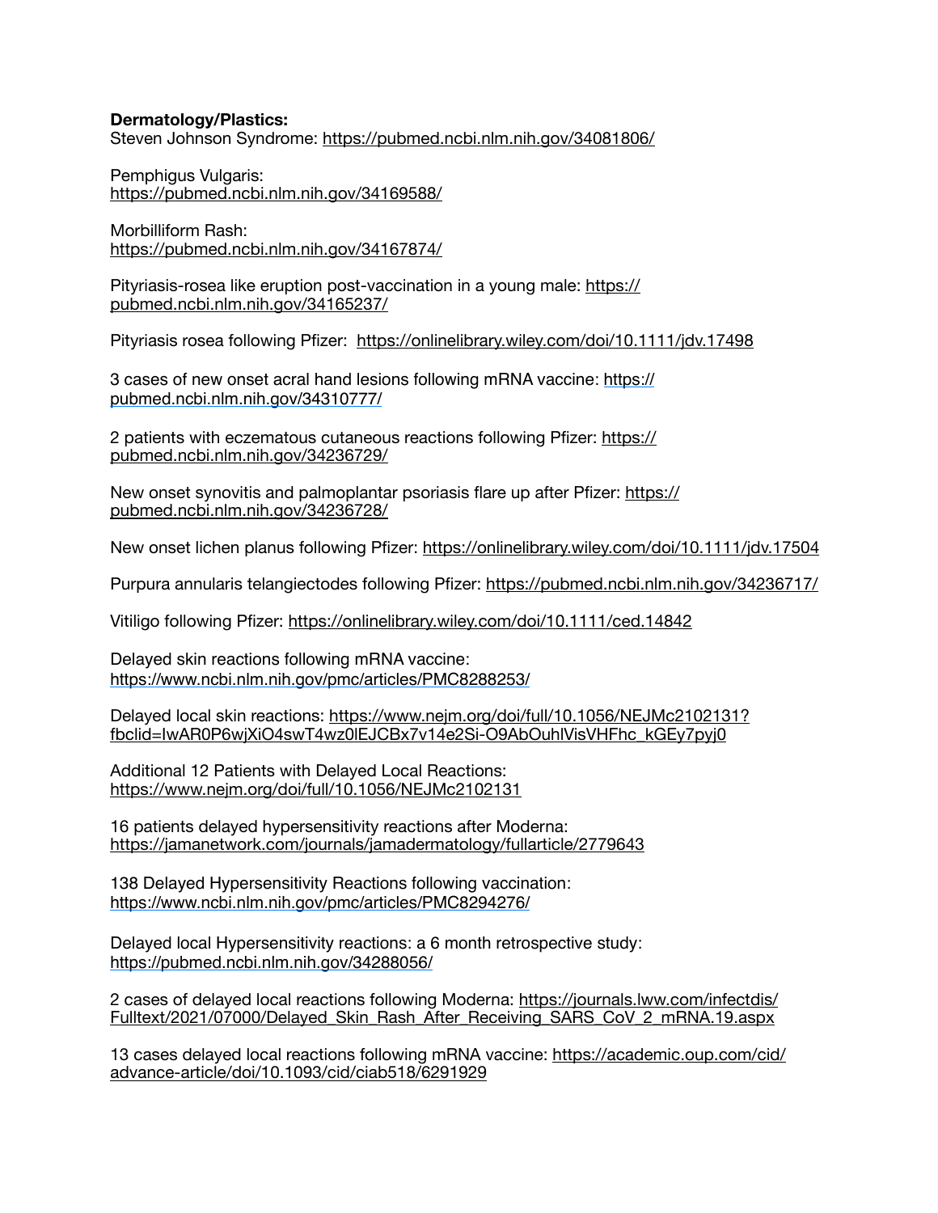**Dermatology/Plastics:**

Steven Johnson Syndrome: https://pubmed.ncbi.nlm.nih.gov/34081806/

Pemphigus Vulgaris:
https://pubmed.ncbi.nlm.nih.gov/34169588/

Morbilliform Rash:
https://pubmed.ncbi.nlm.nih.gov/34167874/

Pityriasis-rosea like eruption post-vaccination in a young male: https://pubmed.ncbi.nlm.nih.gov/34165237/

Pityriasis rosea following Pfizer: https://onlinelibrary.wiley.com/doi/10.1111/jdv.17498

3 cases of new onset acral hand lesions following mRNA vaccine: https://pubmed.ncbi.nlm.nih.gov/34310777/

2 patients with eczematous cutaneous reactions following Pfizer: https://pubmed.ncbi.nlm.nih.gov/34236729/

New onset synovitis and palmoplantar psoriasis flare up after Pfizer: https://pubmed.ncbi.nlm.nih.gov/34236728/

New onset lichen planus following Pfizer: https://onlinelibrary.wiley.com/doi/10.1111/jdv.17504

Purpura annularis telangiectodes following Pfizer: https://pubmed.ncbi.nlm.nih.gov/34236717/

Vitiligo following Pfizer: https://onlinelibrary.wiley.com/doi/10.1111/ced.14842

Delayed skin reactions following mRNA vaccine:
https://www.ncbi.nlm.nih.gov/pmc/articles/PMC8288253/

Delayed local skin reactions: https://www.nejm.org/doi/full/10.1056/NEJMc2102131?fbclid=IwAR0P6wjXiO4swT4wz0lEJCBx7v14e2Si-O9AbOuhlVisVHFhc_kGEy7pyj0

Additional 12 Patients with Delayed Local Reactions:
https://www.nejm.org/doi/full/10.1056/NEJMc2102131

16 patients delayed hypersensitivity reactions after Moderna:
https://jamanetwork.com/journals/jamadermatology/fullarticle/2779643

138 Delayed Hypersensitivity Reactions following vaccination:
https://www.ncbi.nlm.nih.gov/pmc/articles/PMC8294276/

Delayed local Hypersensitivity reactions: a 6 month retrospective study:
https://pubmed.ncbi.nlm.nih.gov/34288056/

2 cases of delayed local reactions following Moderna: https://journals.lww.com/infectdis/Fulltext/2021/07000/Delayed_Skin_Rash_After_Receiving_SARS_CoV_2_mRNA.19.aspx

13 cases delayed local reactions following mRNA vaccine: https://academic.oup.com/cid/advance-article/doi/10.1093/cid/ciab518/6291929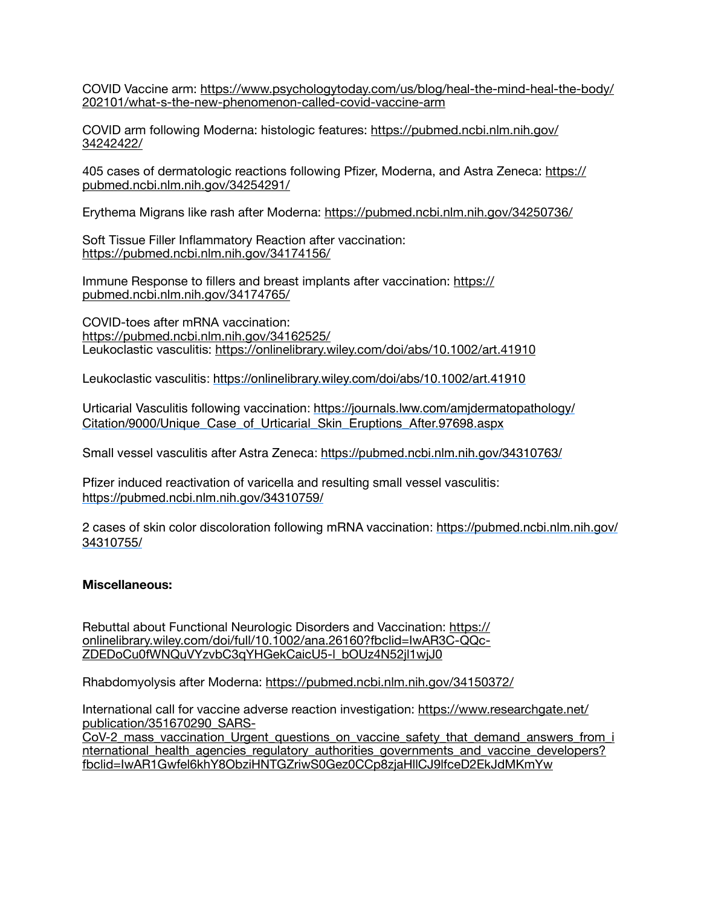COVID Vaccine arm: https://www.psychologytoday.com/us/blog/heal-the-mind-heal-the-body/202101/what-s-the-new-phenomenon-called-covid-vaccine-arm

COVID arm following Moderna: histologic features: https://pubmed.ncbi.nlm.nih.gov/34242422/

405 cases of dermatologic reactions following Pfizer, Moderna, and Astra Zeneca: https://pubmed.ncbi.nlm.nih.gov/34254291/

Erythema Migrans like rash after Moderna: https://pubmed.ncbi.nlm.nih.gov/34250736/

Soft Tissue Filler Inflammatory Reaction after vaccination: https://pubmed.ncbi.nlm.nih.gov/34174156/

Immune Response to fillers and breast implants after vaccination: https://pubmed.ncbi.nlm.nih.gov/34174765/

COVID-toes after mRNA vaccination: https://pubmed.ncbi.nlm.nih.gov/34162525/
Leukoclastic vasculitis: https://onlinelibrary.wiley.com/doi/abs/10.1002/art.41910

Leukoclastic vasculitis: https://onlinelibrary.wiley.com/doi/abs/10.1002/art.41910

Urticarial Vasculitis following vaccination: https://journals.lww.com/amjdermatopathology/Citation/9000/Unique_Case_of_Urticarial_Skin_Eruptions_After.97698.aspx

Small vessel vasculitis after Astra Zeneca: https://pubmed.ncbi.nlm.nih.gov/34310763/

Pfizer induced reactivation of varicella and resulting small vessel vasculitis: https://pubmed.ncbi.nlm.nih.gov/34310759/

2 cases of skin color discoloration following mRNA vaccination: https://pubmed.ncbi.nlm.nih.gov/34310755/

**Miscellaneous:**

Rebuttal about Functional Neurologic Disorders and Vaccination: https://onlinelibrary.wiley.com/doi/full/10.1002/ana.26160?fbclid=IwAR3C-QQc-ZDEDoCu0fWNQuVYzvbC3qYHGekCaicU5-l_bOUz4N52jl1wjJ0

Rhabdomyolysis after Moderna: https://pubmed.ncbi.nlm.nih.gov/34150372/

International call for vaccine adverse reaction investigation: https://www.researchgate.net/publication/351670290_SARS-CoV-2_mass_vaccination_Urgent_questions_on_vaccine_safety_that_demand_answers_from_international_health_agencies_regulatory_authorities_governments_and_vaccine_developers?fbclid=IwAR1Gwfel6khY8ObziHNTGZriwS0Gez0CCp8zjaHllCJ9lfceD2EkJdMKmYw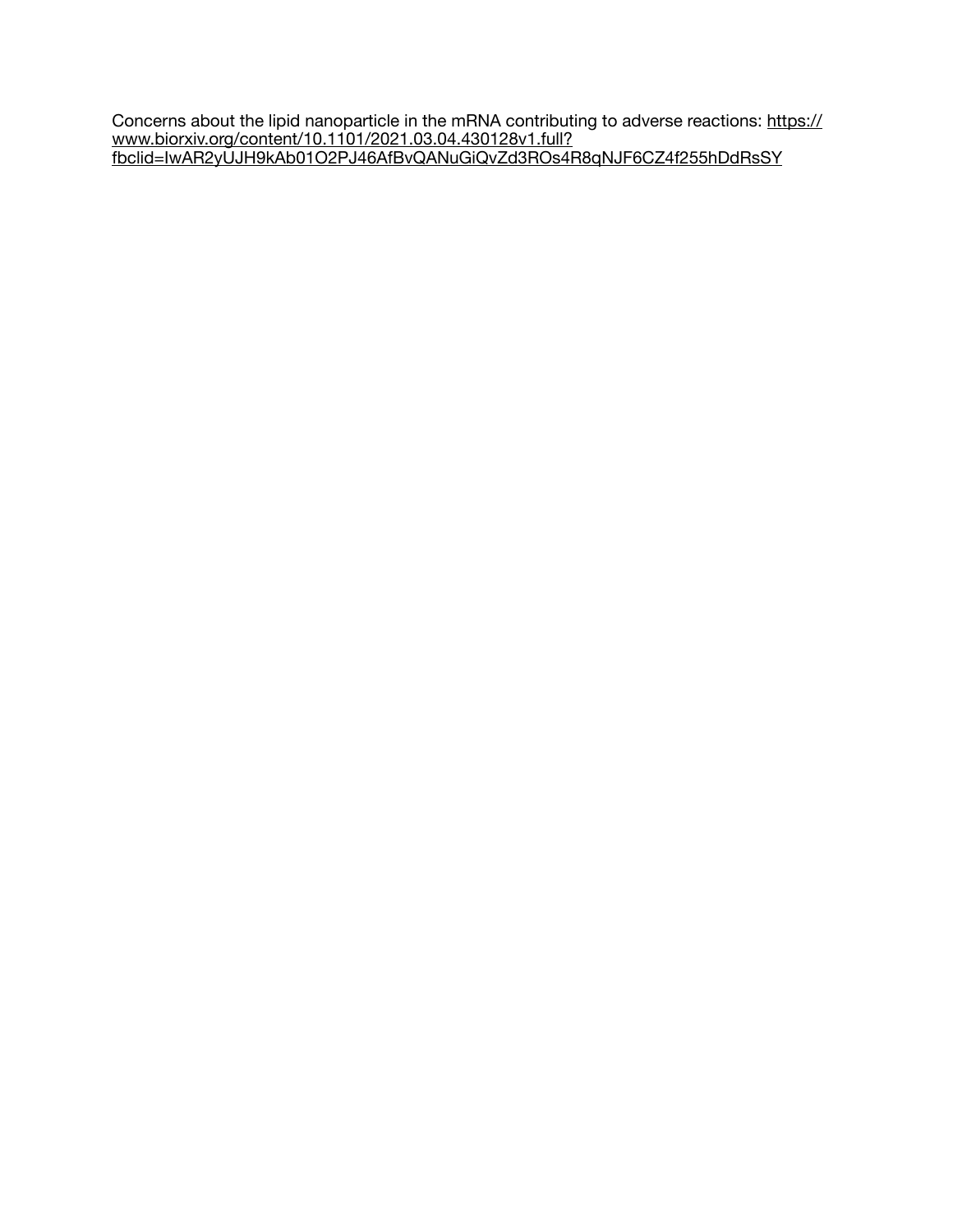Concerns about the lipid nanoparticle in the mRNA contributing to adverse reactions: [https://www.biorxiv.org/content/10.1101/2021.03.04.430128v1.full?fbclid=IwAR2yUJH9kAb01O2PJ46AfBvQANuGiQvZd3ROs4R8qNJF6CZ4f255hDdRsSY](https://www.biorxiv.org/content/10.1101/2021.03.04.430128v1.full?fbclid=IwAR2yUJH9kAb01O2PJ46AfBvQANuGiQvZd3ROs4R8qNJF6CZ4f255hDdRsSY)